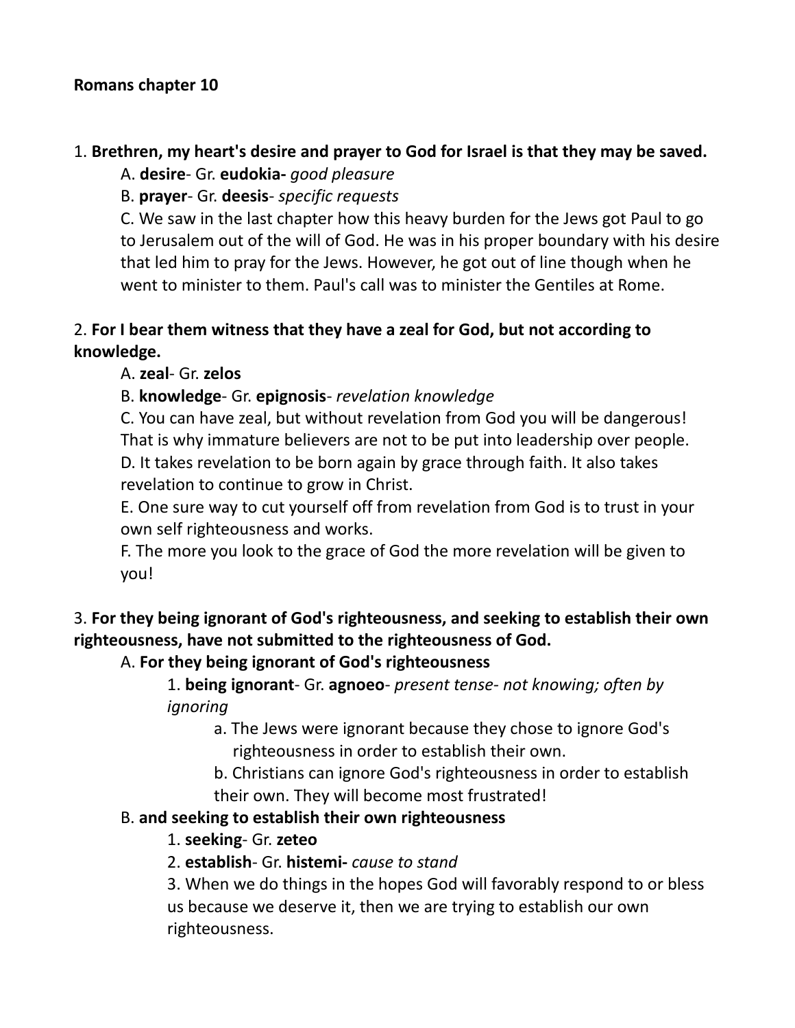**Romans chapter 10**

1. **Brethren, my heart's desire and prayer to God for Israel is that they may be saved.**

    A. **desire**- Gr. **eudokia-** *good pleasure*

    B. **prayer**- Gr. **deesis**- *specific requests*

    C. We saw in the last chapter how this heavy burden for the Jews got Paul to go to Jerusalem out of the will of God. He was in his proper boundary with his desire that led him to pray for the Jews. However, he got out of line though when he went to minister to them. Paul's call was to minister the Gentiles at Rome.

2. **For I bear them witness that they have a zeal for God, but not according to knowledge.**

    A. **zeal**- Gr. **zelos**

    B. **knowledge**- Gr. **epignosis**- *revelation knowledge*

    C. You can have zeal, but without revelation from God you will be dangerous! That is why immature believers are not to be put into leadership over people.

    D. It takes revelation to be born again by grace through faith. It also takes revelation to continue to grow in Christ.

    E. One sure way to cut yourself off from revelation from God is to trust in your own self righteousness and works.

    F. The more you look to the grace of God the more revelation will be given to you!

3. **For they being ignorant of God's righteousness, and seeking to establish their own righteousness, have not submitted to the righteousness of God.**

    A. **For they being ignorant of God's righteousness**

        1. **being ignorant**- Gr. **agnoeo**- *present tense- not knowing; often by ignoring*

            a. The Jews were ignorant because they chose to ignore God's righteousness in order to establish their own.

            b. Christians can ignore God's righteousness in order to establish their own. They will become most frustrated!

    B. **and seeking to establish their own righteousness**

        1. **seeking**- Gr. **zeteo**

        2. **establish**- Gr. **histemi-** *cause to stand*

        3. When we do things in the hopes God will favorably respond to or bless us because we deserve it, then we are trying to establish our own righteousness.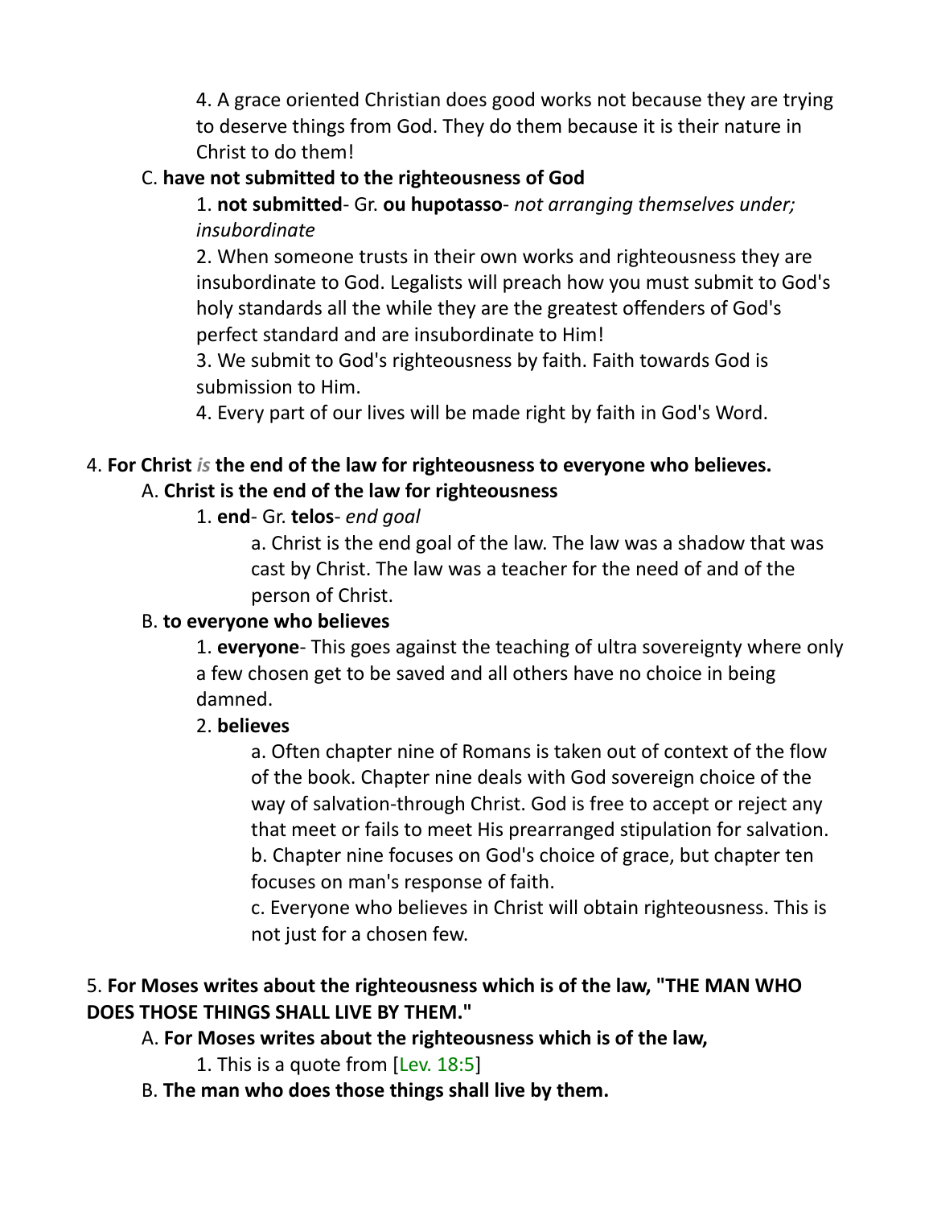4. A grace oriented Christian does good works not because they are trying to deserve things from God. They do them because it is their nature in Christ to do them!

C. **have not submitted to the righteousness of God**

1. **not submitted**- Gr. **ou hupotasso**- *not arranging themselves under; insubordinate*

2. When someone trusts in their own works and righteousness they are insubordinate to God. Legalists will preach how you must submit to God's holy standards all the while they are the greatest offenders of God's perfect standard and are insubordinate to Him!

3. We submit to God's righteousness by faith. Faith towards God is submission to Him.

4. Every part of our lives will be made right by faith in God's Word.

4. **For Christ *is* the end of the law for righteousness to everyone who believes.**

A. **Christ is the end of the law for righteousness**

1. **end**- Gr. **telos**- *end goal*

a. Christ is the end goal of the law. The law was a shadow that was cast by Christ. The law was a teacher for the need of and of the person of Christ.

B. **to everyone who believes**

1. **everyone**- This goes against the teaching of ultra sovereignty where only a few chosen get to be saved and all others have no choice in being damned.

2. **believes**

a. Often chapter nine of Romans is taken out of context of the flow of the book. Chapter nine deals with God sovereign choice of the way of salvation-through Christ. God is free to accept or reject any that meet or fails to meet His prearranged stipulation for salvation.

b. Chapter nine focuses on God's choice of grace, but chapter ten focuses on man's response of faith.

c. Everyone who believes in Christ will obtain righteousness. This is not just for a chosen few.

5. **For Moses writes about the righteousness which is of the law, "THE MAN WHO DOES THOSE THINGS SHALL LIVE BY THEM."**

A. **For Moses writes about the righteousness which is of the law,**

1. This is a quote from [Lev. 18:5]

B. **The man who does those things shall live by them.**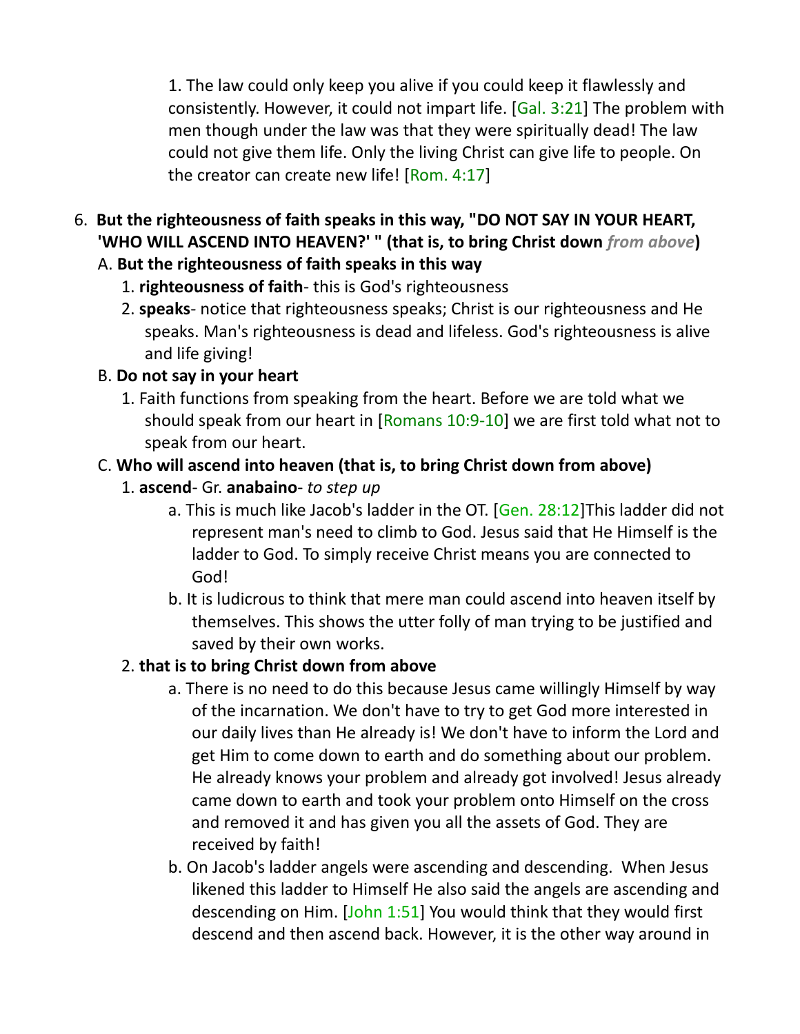1. The law could only keep you alive if you could keep it flawlessly and consistently. However, it could not impart life. [Gal. 3:21] The problem with men though under the law was that they were spiritually dead! The law could not give them life. Only the living Christ can give life to people. On the creator can create new life! [Rom. 4:17]

6. **But the righteousness of faith speaks in this way, "DO NOT SAY IN YOUR HEART, 'WHO WILL ASCEND INTO HEAVEN?' " (that is, to bring Christ down *from above*)**

   A. **But the righteousness of faith speaks in this way**

      1. **righteousness of faith**- this is God's righteousness
      2. **speaks**- notice that righteousness speaks; Christ is our righteousness and He speaks. Man's righteousness is dead and lifeless. God's righteousness is alive and life giving!

   B. **Do not say in your heart**

      1. Faith functions from speaking from the heart. Before we are told what we should speak from our heart in [Romans 10:9-10] we are first told what not to speak from our heart.

   C. **Who will ascend into heaven (that is, to bring Christ down from above)**

      1. **ascend**- Gr. **anabaino**- *to step up*
         a. This is much like Jacob's ladder in the OT. [Gen. 28:12]This ladder did not represent man's need to climb to God. Jesus said that He Himself is the ladder to God. To simply receive Christ means you are connected to God!
         b. It is ludicrous to think that mere man could ascend into heaven itself by themselves. This shows the utter folly of man trying to be justified and saved by their own works.
      2. **that is to bring Christ down from above**
         a. There is no need to do this because Jesus came willingly Himself by way of the incarnation. We don't have to try to get God more interested in our daily lives than He already is! We don't have to inform the Lord and get Him to come down to earth and do something about our problem. He already knows your problem and already got involved! Jesus already came down to earth and took your problem onto Himself on the cross and removed it and has given you all the assets of God. They are received by faith!
         b. On Jacob's ladder angels were ascending and descending. When Jesus likened this ladder to Himself He also said the angels are ascending and descending on Him. [John 1:51] You would think that they would first descend and then ascend back. However, it is the other way around in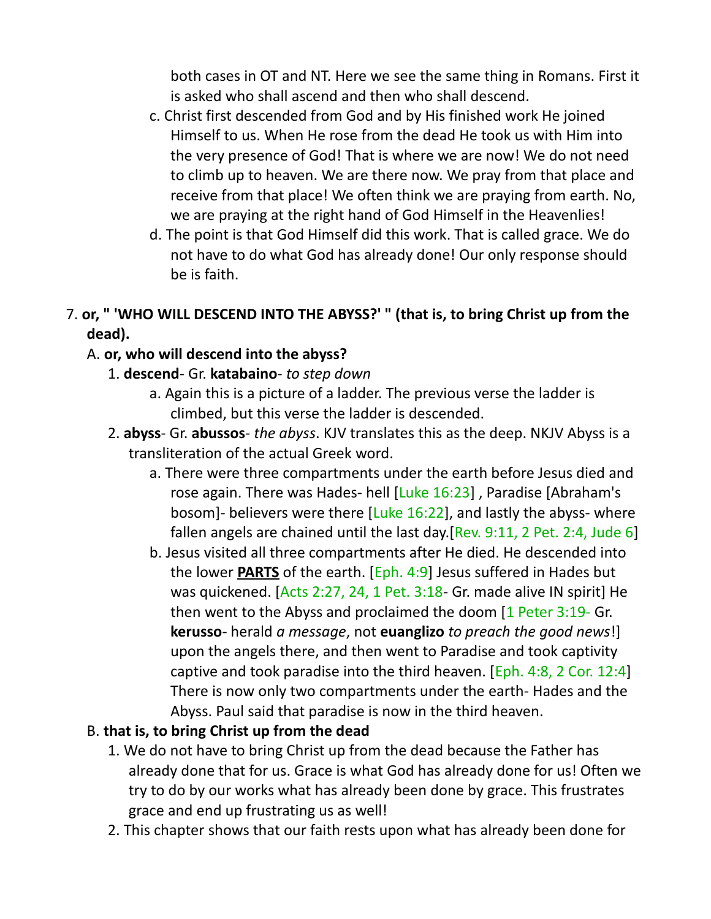both cases in OT and NT. Here we see the same thing in Romans. First it is asked who shall ascend and then who shall descend.

c. Christ first descended from God and by His finished work He joined Himself to us. When He rose from the dead He took us with Him into the very presence of God! That is where we are now! We do not need to climb up to heaven. We are there now. We pray from that place and receive from that place! We often think we are praying from earth. No, we are praying at the right hand of God Himself in the Heavenlies!

d. The point is that God Himself did this work. That is called grace. We do not have to do what God has already done! Our only response should be is faith.

7. **or, " 'WHO WILL DESCEND INTO THE ABYSS?' " (that is, to bring Christ up from the dead).**

A. **or, who will descend into the abyss?**

1. **descend**- Gr. **katabaino**- *to step down*

a. Again this is a picture of a ladder. The previous verse the ladder is climbed, but this verse the ladder is descended.

2. **abyss**- Gr. **abussos**- *the abyss*. KJV translates this as the deep. NKJV Abyss is a transliteration of the actual Greek word.

a. There were three compartments under the earth before Jesus died and rose again. There was Hades- hell [Luke 16:23] , Paradise [Abraham's bosom]- believers were there [Luke 16:22], and lastly the abyss- where fallen angels are chained until the last day.[Rev. 9:11, 2 Pet. 2:4, Jude 6]

b. Jesus visited all three compartments after He died. He descended into the lower **PARTS** of the earth. [Eph. 4:9] Jesus suffered in Hades but was quickened. [Acts 2:27, 24, 1 Pet. 3:18- Gr. made alive IN spirit] He then went to the Abyss and proclaimed the doom [1 Peter 3:19- Gr. **kerusso**- herald *a message*, not **euanglizo** *to preach the good news*!] upon the angels there, and then went to Paradise and took captivity captive and took paradise into the third heaven. [Eph. 4:8, 2 Cor. 12:4] There is now only two compartments under the earth- Hades and the Abyss. Paul said that paradise is now in the third heaven.

B. **that is, to bring Christ up from the dead**

1. We do not have to bring Christ up from the dead because the Father has already done that for us. Grace is what God has already done for us! Often we try to do by our works what has already been done by grace. This frustrates grace and end up frustrating us as well!

2. This chapter shows that our faith rests upon what has already been done for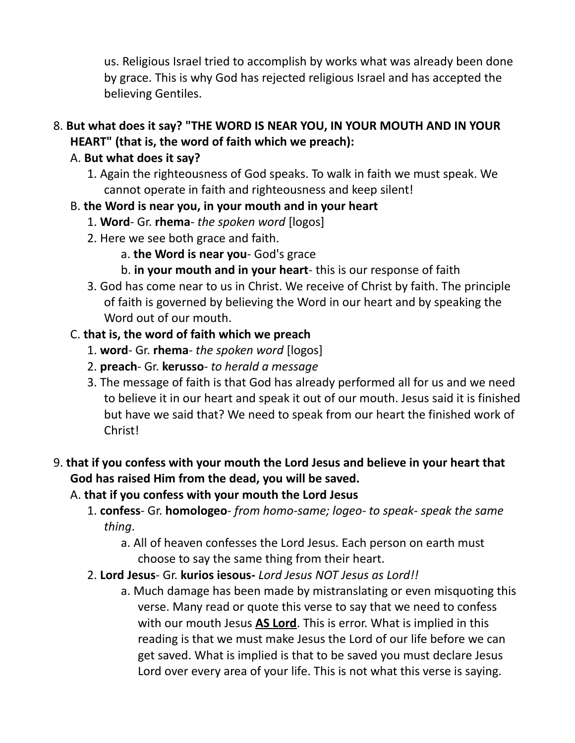us. Religious Israel tried to accomplish by works what was already been done by grace. This is why God has rejected religious Israel and has accepted the believing Gentiles.

8. **But what does it say? "THE WORD IS NEAR YOU, IN YOUR MOUTH AND IN YOUR HEART" (that is, the word of faith which we preach):**
   A. **But what does it say?**
      1. Again the righteousness of God speaks. To walk in faith we must speak. We cannot operate in faith and righteousness and keep silent!
   B. **the Word is near you, in your mouth and in your heart**
      1. **Word**- Gr. **rhema**- *the spoken word* [logos]
      2. Here we see both grace and faith.
         a. **the Word is near you**- God's grace
         b. **in your mouth and in your heart**- this is our response of faith
      3. God has come near to us in Christ. We receive of Christ by faith. The principle of faith is governed by believing the Word in our heart and by speaking the Word out of our mouth.
   C. **that is, the word of faith which we preach**
      1. **word**- Gr. **rhema**- *the spoken word* [logos]
      2. **preach**- Gr. **kerusso**- *to herald a message*
      3. The message of faith is that God has already performed all for us and we need to believe it in our heart and speak it out of our mouth. Jesus said it is finished but have we said that? We need to speak from our heart the finished work of Christ!

9. **that if you confess with your mouth the Lord Jesus and believe in your heart that God has raised Him from the dead, you will be saved.**
   A. **that if you confess with your mouth the Lord Jesus**
      1. **confess**- Gr. **homologeo**- *from homo-same; logeo- to speak- speak the same thing*.
         a. All of heaven confesses the Lord Jesus. Each person on earth must choose to say the same thing from their heart.
      2. **Lord Jesus**- Gr. **kurios iesous-** *Lord Jesus NOT Jesus as Lord!!*
         a. Much damage has been made by mistranslating or even misquoting this verse. Many read or quote this verse to say that we need to confess with our mouth Jesus <u>**AS Lord**</u>. This is error. What is implied in this reading is that we must make Jesus the Lord of our life before we can get saved. What is implied is that to be saved you must declare Jesus Lord over every area of your life. This is not what this verse is saying.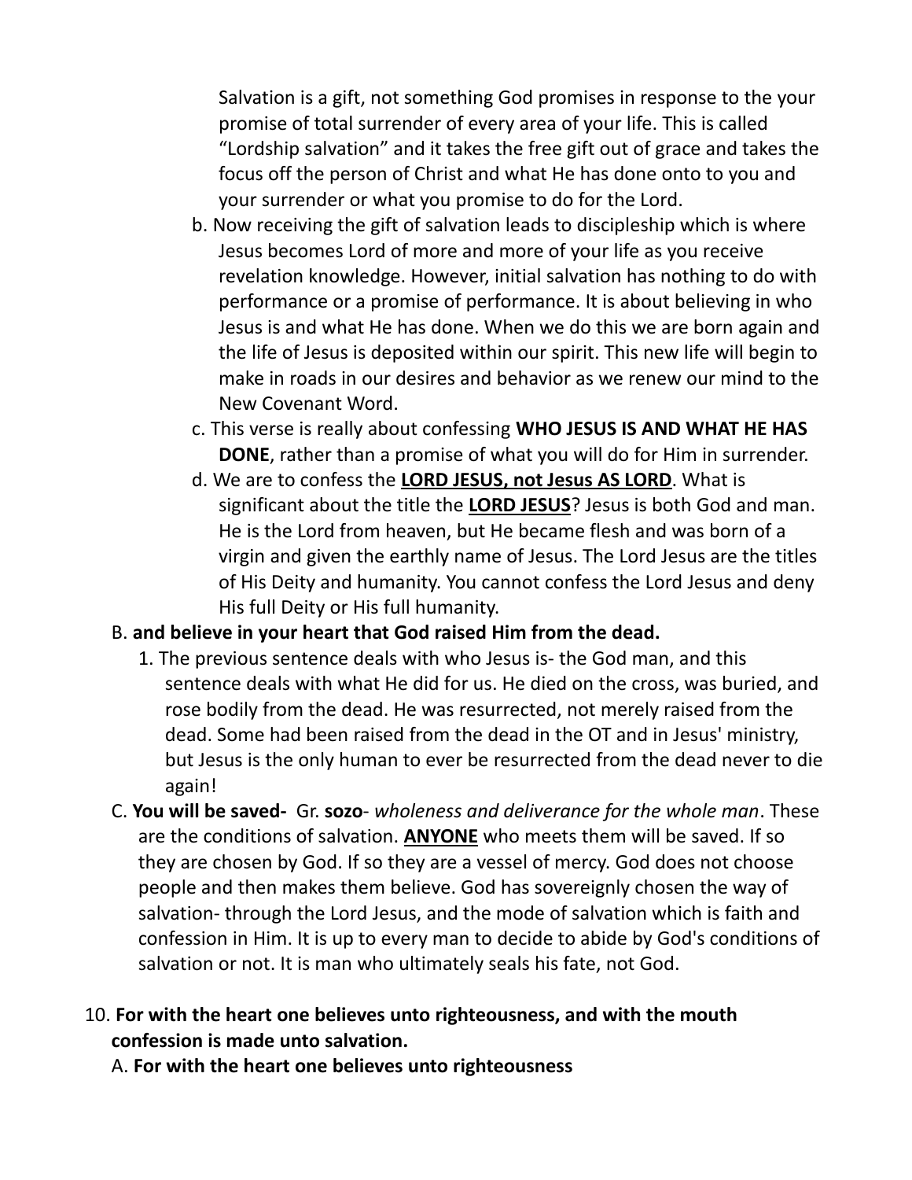Salvation is a gift, not something God promises in response to the your promise of total surrender of every area of your life. This is called "Lordship salvation" and it takes the free gift out of grace and takes the focus off the person of Christ and what He has done onto to you and your surrender or what you promise to do for the Lord.

b. Now receiving the gift of salvation leads to discipleship which is where Jesus becomes Lord of more and more of your life as you receive revelation knowledge. However, initial salvation has nothing to do with performance or a promise of performance. It is about believing in who Jesus is and what He has done. When we do this we are born again and the life of Jesus is deposited within our spirit. This new life will begin to make in roads in our desires and behavior as we renew our mind to the New Covenant Word.

c. This verse is really about confessing **WHO JESUS IS AND WHAT HE HAS DONE**, rather than a promise of what you will do for Him in surrender.

d. We are to confess the **<u>LORD JESUS, not Jesus AS LORD</u>**. What is significant about the title the **<u>LORD JESUS</u>**? Jesus is both God and man. He is the Lord from heaven, but He became flesh and was born of a virgin and given the earthly name of Jesus. The Lord Jesus are the titles of His Deity and humanity. You cannot confess the Lord Jesus and deny His full Deity or His full humanity.

B. **and believe in your heart that God raised Him from the dead.**

1. The previous sentence deals with who Jesus is- the God man, and this sentence deals with what He did for us. He died on the cross, was buried, and rose bodily from the dead. He was resurrected, not merely raised from the dead. Some had been raised from the dead in the OT and in Jesus' ministry, but Jesus is the only human to ever be resurrected from the dead never to die again!

C. **You will be saved-** Gr. **sozo**- *wholeness and deliverance for the whole man*. These are the conditions of salvation. **<u>ANYONE</u>** who meets them will be saved. If so they are chosen by God. If so they are a vessel of mercy. God does not choose people and then makes them believe. God has sovereignly chosen the way of salvation- through the Lord Jesus, and the mode of salvation which is faith and confession in Him. It is up to every man to decide to abide by God's conditions of salvation or not. It is man who ultimately seals his fate, not God.

10. **For with the heart one believes unto righteousness, and with the mouth confession is made unto salvation.**

A. **For with the heart one believes unto righteousness**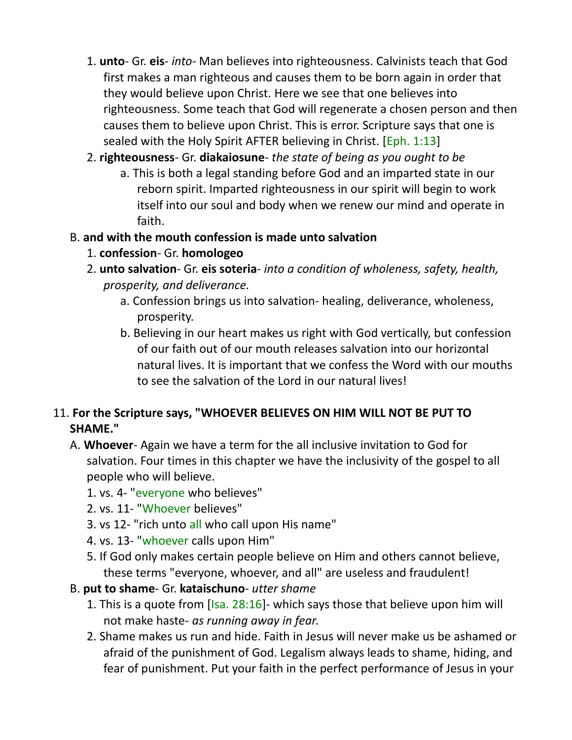1. **unto**- Gr. **eis**- *into*- Man believes into righteousness. Calvinists teach that God first makes a man righteous and causes them to be born again in order that they would believe upon Christ. Here we see that one believes into righteousness. Some teach that God will regenerate a chosen person and then causes them to believe upon Christ. This is error. Scripture says that one is sealed with the Holy Spirit AFTER believing in Christ. [Eph. 1:13]
   2. **righteousness**- Gr. **diakaiosune**- *the state of being as you ought to be*
      a. This is both a legal standing before God and an imparted state in our reborn spirit. Imparted righteousness in our spirit will begin to work itself into our soul and body when we renew our mind and operate in faith.

B. **and with the mouth confession is made unto salvation**
   1. **confession**- Gr. **homologeo**
   2. **unto salvation**- Gr. **eis soteria**- *into a condition of wholeness, safety, health, prosperity, and deliverance.*
      a. Confession brings us into salvation- healing, deliverance, wholeness, prosperity.
      b. Believing in our heart makes us right with God vertically, but confession of our faith out of our mouth releases salvation into our horizontal natural lives. It is important that we confess the Word with our mouths to see the salvation of the Lord in our natural lives!

11. **For the Scripture says, "WHOEVER BELIEVES ON HIM WILL NOT BE PUT TO SHAME."**

A. **Whoever**- Again we have a term for the all inclusive invitation to God for salvation. Four times in this chapter we have the inclusivity of the gospel to all people who will believe.
   1. vs. 4- "everyone who believes"
   2. vs. 11- "Whoever believes"
   3. vs 12- "rich unto all who call upon His name"
   4. vs. 13- "whoever calls upon Him"
   5. If God only makes certain people believe on Him and others cannot believe, these terms "everyone, whoever, and all" are useless and fraudulent!

B. **put to shame**- Gr. **kataischuno**- *utter shame*
   1. This is a quote from [Isa. 28:16]- which says those that believe upon him will not make haste- *as running away in fear.*
   2. Shame makes us run and hide. Faith in Jesus will never make us be ashamed or afraid of the punishment of God. Legalism always leads to shame, hiding, and fear of punishment. Put your faith in the perfect performance of Jesus in your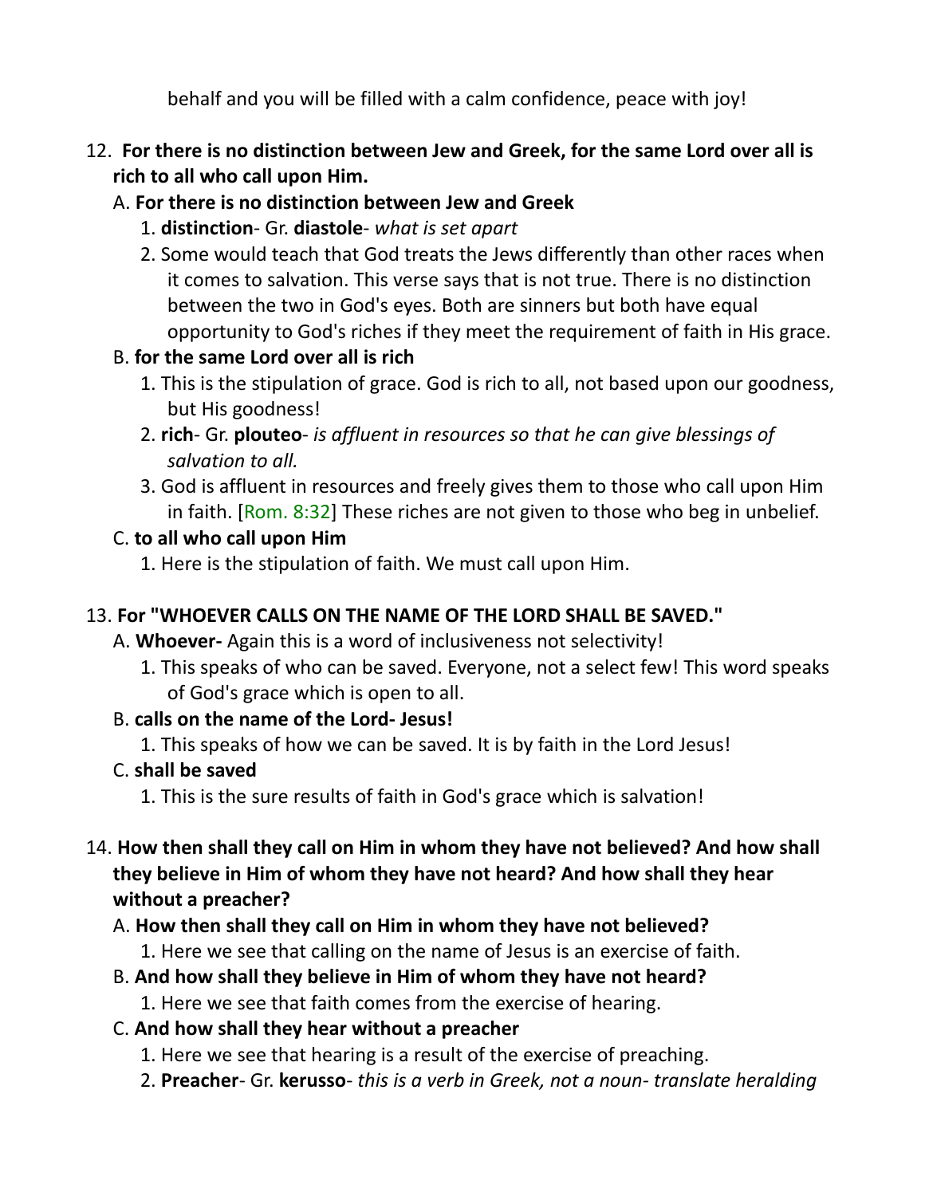behalf and you will be filled with a calm confidence, peace with joy!

12. **For there is no distinction between Jew and Greek, for the same Lord over all is rich to all who call upon Him.**
    A. **For there is no distinction between Jew and Greek**
        1. **distinction**- Gr. **diastole**- *what is set apart*
        2. Some would teach that God treats the Jews differently than other races when it comes to salvation. This verse says that is not true. There is no distinction between the two in God's eyes. Both are sinners but both have equal opportunity to God's riches if they meet the requirement of faith in His grace.
    B. **for the same Lord over all is rich**
        1. This is the stipulation of grace. God is rich to all, not based upon our goodness, but His goodness!
        2. **rich**- Gr. **plouteo**- *is affluent in resources so that he can give blessings of salvation to all.*
        3. God is affluent in resources and freely gives them to those who call upon Him in faith. [Rom. 8:32] These riches are not given to those who beg in unbelief.
    C. **to all who call upon Him**
        1. Here is the stipulation of faith. We must call upon Him.

13. **For "WHOEVER CALLS ON THE NAME OF THE LORD SHALL BE SAVED."**
    A. **Whoever-** Again this is a word of inclusiveness not selectivity!
        1. This speaks of who can be saved. Everyone, not a select few! This word speaks of God's grace which is open to all.
    B. **calls on the name of the Lord- Jesus!**
        1. This speaks of how we can be saved. It is by faith in the Lord Jesus!
    C. **shall be saved**
        1. This is the sure results of faith in God's grace which is salvation!

14. **How then shall they call on Him in whom they have not believed? And how shall they believe in Him of whom they have not heard? And how shall they hear without a preacher?**
    A. **How then shall they call on Him in whom they have not believed?**
        1. Here we see that calling on the name of Jesus is an exercise of faith.
    B. **And how shall they believe in Him of whom they have not heard?**
        1. Here we see that faith comes from the exercise of hearing.
    C. **And how shall they hear without a preacher**
        1. Here we see that hearing is a result of the exercise of preaching.
        2. **Preacher**- Gr. **kerusso**- *this is a verb in Greek, not a noun- translate heralding*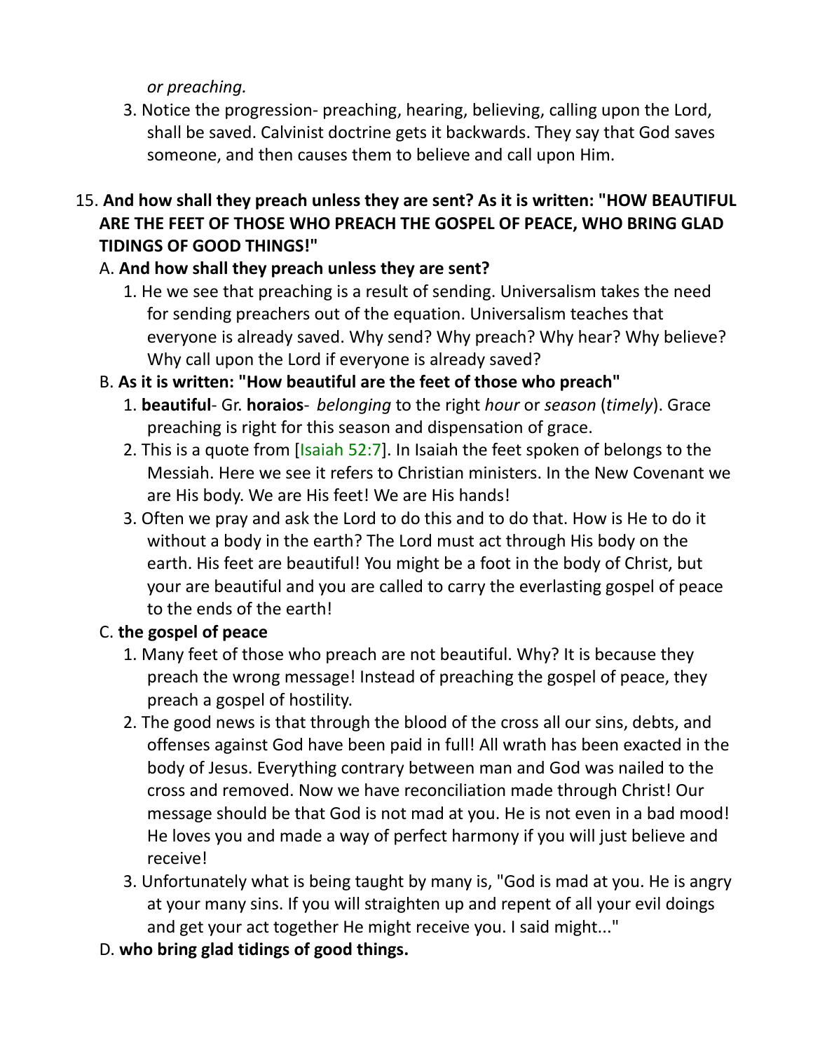*or preaching.*

3. Notice the progression- preaching, hearing, believing, calling upon the Lord, shall be saved. Calvinist doctrine gets it backwards. They say that God saves someone, and then causes them to believe and call upon Him.

15. **And how shall they preach unless they are sent? As it is written: "HOW BEAUTIFUL ARE THE FEET OF THOSE WHO PREACH THE GOSPEL OF PEACE, WHO BRING GLAD TIDINGS OF GOOD THINGS!"**

A. **And how shall they preach unless they are sent?**

1. He we see that preaching is a result of sending. Universalism takes the need for sending preachers out of the equation. Universalism teaches that everyone is already saved. Why send? Why preach? Why hear? Why believe? Why call upon the Lord if everyone is already saved?

B. **As it is written: "How beautiful are the feet of those who preach"**

1. **beautiful**- Gr. **horaios**- *belonging* to the right *hour* or *season* (*timely*). Grace preaching is right for this season and dispensation of grace.
2. This is a quote from [Isaiah 52:7]. In Isaiah the feet spoken of belongs to the Messiah. Here we see it refers to Christian ministers. In the New Covenant we are His body. We are His feet! We are His hands!
3. Often we pray and ask the Lord to do this and to do that. How is He to do it without a body in the earth? The Lord must act through His body on the earth. His feet are beautiful! You might be a foot in the body of Christ, but your are beautiful and you are called to carry the everlasting gospel of peace to the ends of the earth!

C. **the gospel of peace**

1. Many feet of those who preach are not beautiful. Why? It is because they preach the wrong message! Instead of preaching the gospel of peace, they preach a gospel of hostility.
2. The good news is that through the blood of the cross all our sins, debts, and offenses against God have been paid in full! All wrath has been exacted in the body of Jesus. Everything contrary between man and God was nailed to the cross and removed. Now we have reconciliation made through Christ! Our message should be that God is not mad at you. He is not even in a bad mood! He loves you and made a way of perfect harmony if you will just believe and receive!
3. Unfortunately what is being taught by many is, "God is mad at you. He is angry at your many sins. If you will straighten up and repent of all your evil doings and get your act together He might receive you. I said might..."

D. **who bring glad tidings of good things.**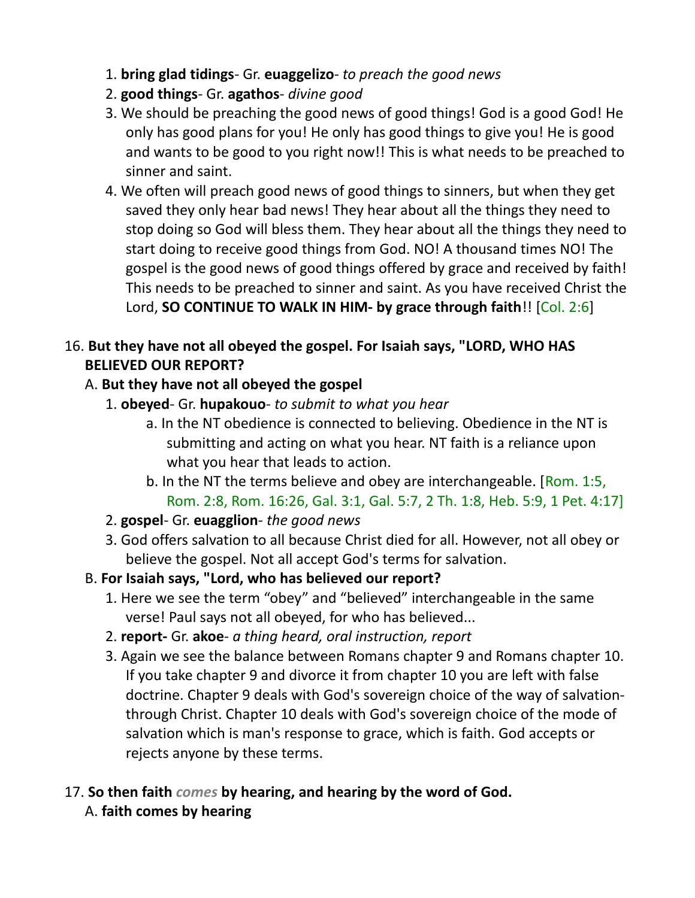1. **bring glad tidings**- Gr. **euaggelizo**- *to preach the good news*
2. **good things**- Gr. **agathos**- *divine good*
3. We should be preaching the good news of good things! God is a good God! He only has good plans for you! He only has good things to give you! He is good and wants to be good to you right now!! This is what needs to be preached to sinner and saint.
4. We often will preach good news of good things to sinners, but when they get saved they only hear bad news! They hear about all the things they need to stop doing so God will bless them. They hear about all the things they need to start doing to receive good things from God. NO! A thousand times NO! The gospel is the good news of good things offered by grace and received by faith! This needs to be preached to sinner and saint. As you have received Christ the Lord, **SO CONTINUE TO WALK IN HIM- by grace through faith**!! [Col. 2:6]

16. **But they have not all obeyed the gospel. For Isaiah says, "LORD, WHO HAS BELIEVED OUR REPORT?**

   A. **But they have not all obeyed the gospel**

   1. **obeyed**- Gr. **hupakouo**- *to submit to what you hear*
      a. In the NT obedience is connected to believing. Obedience in the NT is submitting and acting on what you hear. NT faith is a reliance upon what you hear that leads to action.
      b. In the NT the terms believe and obey are interchangeable. [Rom. 1:5, Rom. 2:8, Rom. 16:26, Gal. 3:1, Gal. 5:7, 2 Th. 1:8, Heb. 5:9, 1 Pet. 4:17]
   2. **gospel**- Gr. **euagglion**- *the good news*
   3. God offers salvation to all because Christ died for all. However, not all obey or believe the gospel. Not all accept God's terms for salvation.

   B. **For Isaiah says, "Lord, who has believed our report?**

   1. Here we see the term "obey" and "believed" interchangeable in the same verse! Paul says not all obeyed, for who has believed...
   2. **report-** Gr. **akoe**- *a thing heard, oral instruction, report*
   3. Again we see the balance between Romans chapter 9 and Romans chapter 10. If you take chapter 9 and divorce it from chapter 10 you are left with false doctrine. Chapter 9 deals with God's sovereign choice of the way of salvation- through Christ. Chapter 10 deals with God's sovereign choice of the mode of salvation which is man's response to grace, which is faith. God accepts or rejects anyone by these terms.

17. **So then faith** ***comes*** **by hearing, and hearing by the word of God.**

   A. **faith comes by hearing**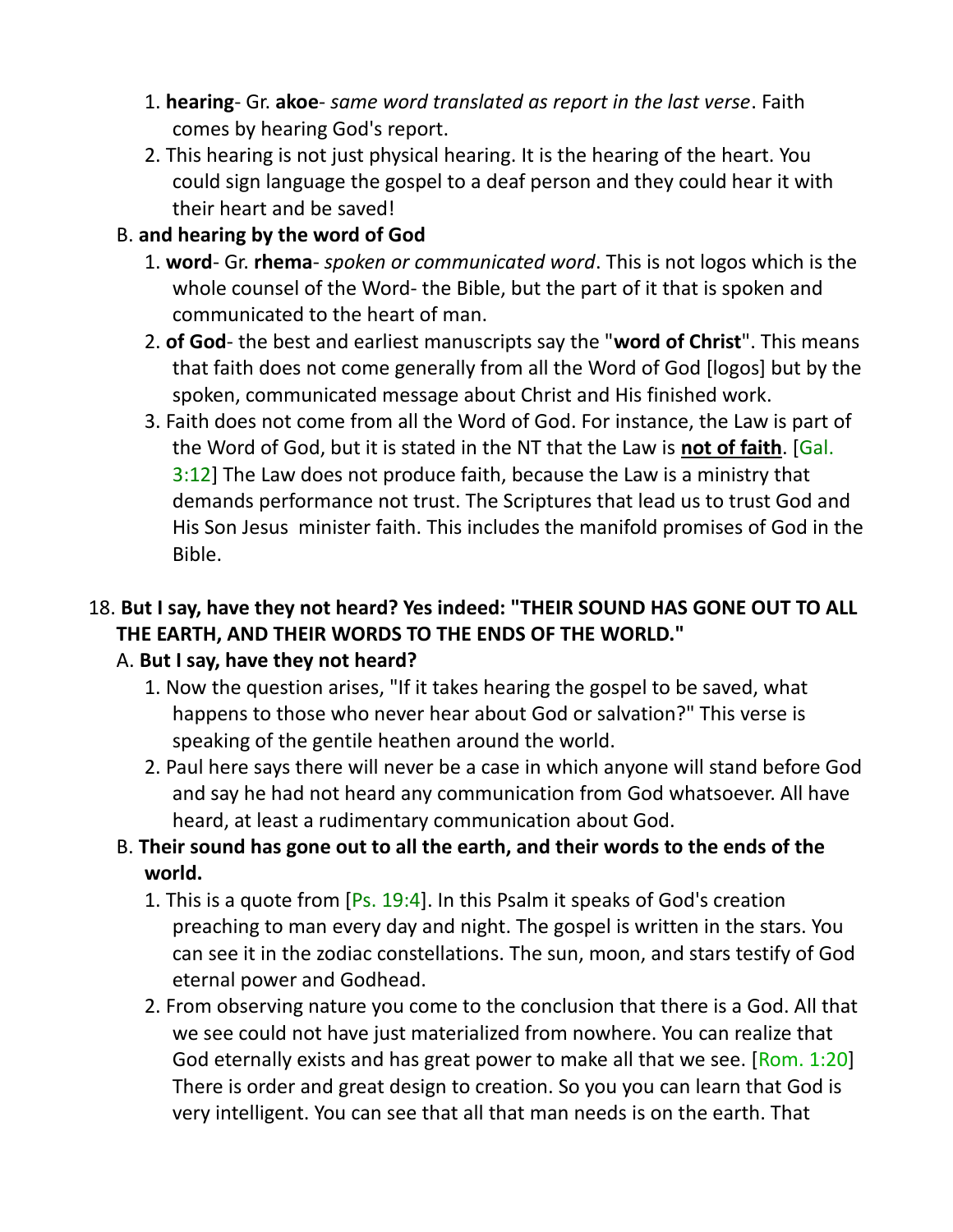1. **hearing**- Gr. **akoe**- *same word translated as report in the last verse*. Faith comes by hearing God's report.
2. This hearing is not just physical hearing. It is the hearing of the heart. You could sign language the gospel to a deaf person and they could hear it with their heart and be saved!

B. **and hearing by the word of God**

1. **word**- Gr. **rhema**- *spoken or communicated word*. This is not logos which is the whole counsel of the Word- the Bible, but the part of it that is spoken and communicated to the heart of man.
2. **of God**- the best and earliest manuscripts say the "**word of Christ**". This means that faith does not come generally from all the Word of God [logos] but by the spoken, communicated message about Christ and His finished work.
3. Faith does not come from all the Word of God. For instance, the Law is part of the Word of God, but it is stated in the NT that the Law is **<u>not of faith</u>**. [Gal. 3:12] The Law does not produce faith, because the Law is a ministry that demands performance not trust. The Scriptures that lead us to trust God and His Son Jesus minister faith. This includes the manifold promises of God in the Bible.

18. **But I say, have they not heard? Yes indeed: "THEIR SOUND HAS GONE OUT TO ALL THE EARTH, AND THEIR WORDS TO THE ENDS OF THE WORLD."**

A. **But I say, have they not heard?**

1. Now the question arises, "If it takes hearing the gospel to be saved, what happens to those who never hear about God or salvation?" This verse is speaking of the gentile heathen around the world.
2. Paul here says there will never be a case in which anyone will stand before God and say he had not heard any communication from God whatsoever. All have heard, at least a rudimentary communication about God.

B. **Their sound has gone out to all the earth, and their words to the ends of the world.**

1. This is a quote from [Ps. 19:4]. In this Psalm it speaks of God's creation preaching to man every day and night. The gospel is written in the stars. You can see it in the zodiac constellations. The sun, moon, and stars testify of God eternal power and Godhead.
2. From observing nature you come to the conclusion that there is a God. All that we see could not have just materialized from nowhere. You can realize that God eternally exists and has great power to make all that we see. [Rom. 1:20] There is order and great design to creation. So you you can learn that God is very intelligent. You can see that all that man needs is on the earth. That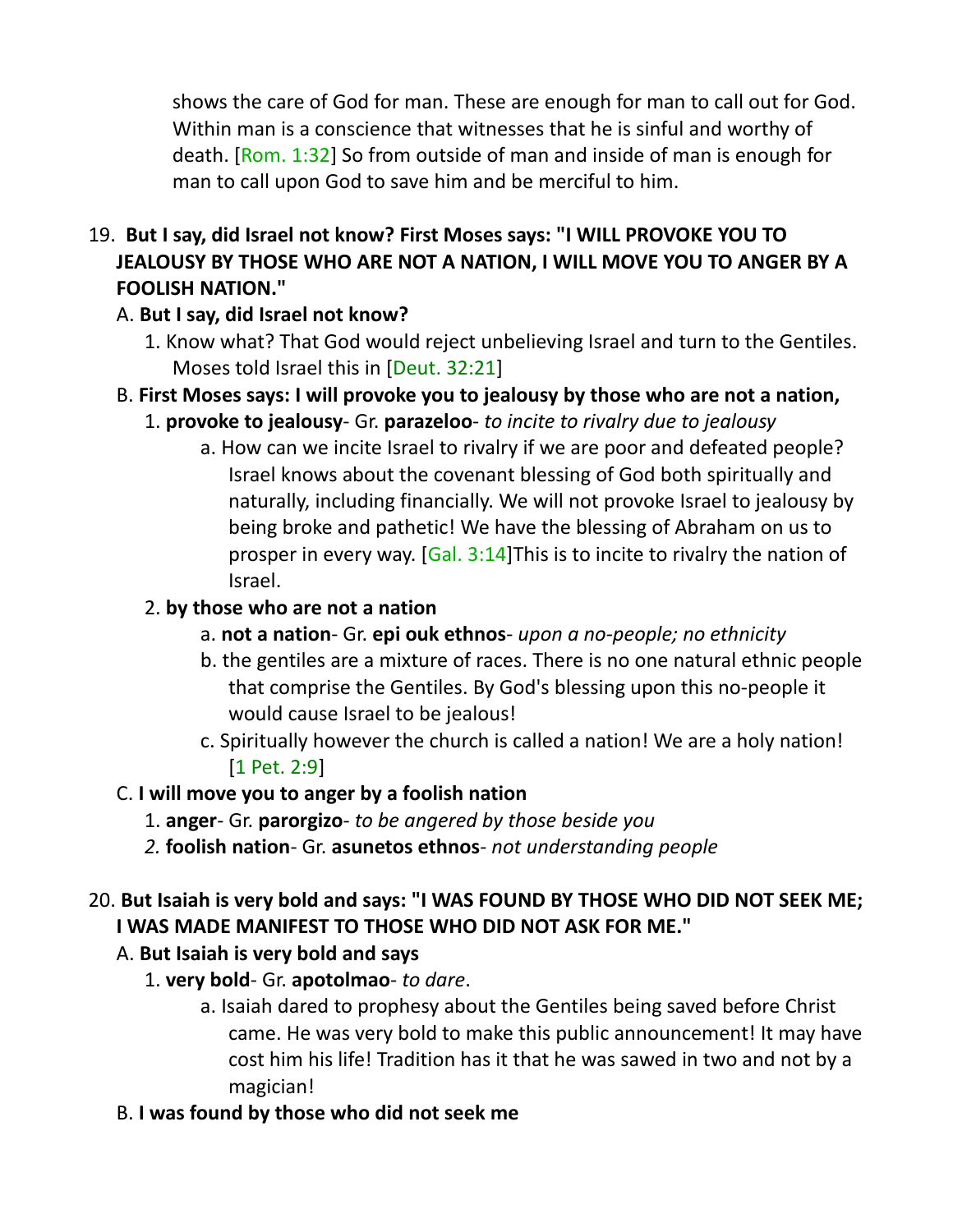shows the care of God for man. These are enough for man to call out for God. Within man is a conscience that witnesses that he is sinful and worthy of death. [Rom. 1:32] So from outside of man and inside of man is enough for man to call upon God to save him and be merciful to him.

19. **But I say, did Israel not know? First Moses says: "I WILL PROVOKE YOU TO JEALOUSY BY THOSE WHO ARE NOT A NATION, I WILL MOVE YOU TO ANGER BY A FOOLISH NATION."**

   A. **But I say, did Israel not know?**

      1. Know what? That God would reject unbelieving Israel and turn to the Gentiles. Moses told Israel this in [Deut. 32:21]

   B. **First Moses says: I will provoke you to jealousy by those who are not a nation,**

      1. **provoke to jealousy**- Gr. **parazeloo**- *to incite to rivalry due to jealousy*

         a. How can we incite Israel to rivalry if we are poor and defeated people? Israel knows about the covenant blessing of God both spiritually and naturally, including financially. We will not provoke Israel to jealousy by being broke and pathetic! We have the blessing of Abraham on us to prosper in every way. [Gal. 3:14]This is to incite to rivalry the nation of Israel.

      2. **by those who are not a nation**

         a. **not a nation**- Gr. **epi ouk ethnos**- *upon a no-people; no ethnicity*

         b. the gentiles are a mixture of races. There is no one natural ethnic people that comprise the Gentiles. By God's blessing upon this no-people it would cause Israel to be jealous!

         c. Spiritually however the church is called a nation! We are a holy nation! [1 Pet. 2:9]

   C. **I will move you to anger by a foolish nation**

      1. **anger**- Gr. **parorgizo**- *to be angered by those beside you*

      2. **foolish nation**- Gr. **asunetos ethnos**- *not understanding people*

20. **But Isaiah is very bold and says: "I WAS FOUND BY THOSE WHO DID NOT SEEK ME; I WAS MADE MANIFEST TO THOSE WHO DID NOT ASK FOR ME."**

   A. **But Isaiah is very bold and says**

      1. **very bold**- Gr. **apotolmao**- *to dare*.

         a. Isaiah dared to prophesy about the Gentiles being saved before Christ came. He was very bold to make this public announcement! It may have cost him his life! Tradition has it that he was sawed in two and not by a magician!

   B. **I was found by those who did not seek me**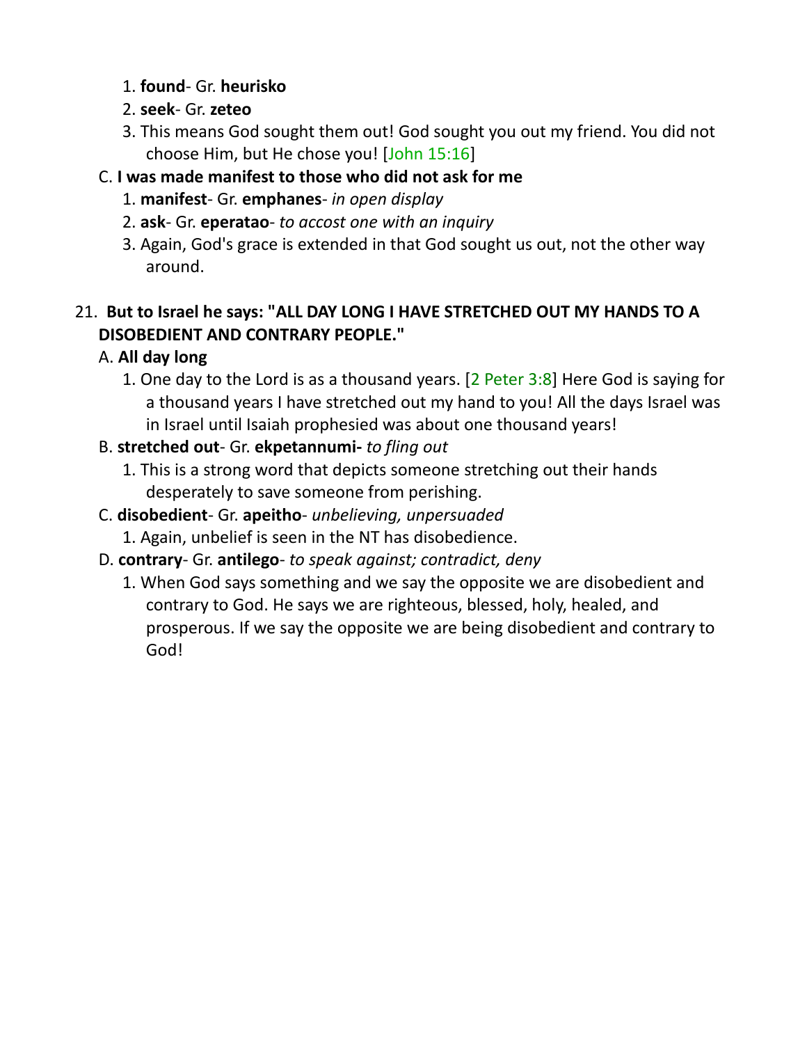1. **found**- Gr. **heurisko**
2. **seek**- Gr. **zeteo**
3. This means God sought them out! God sought you out my friend. You did not choose Him, but He chose you! [John 15:16]

C. **I was made manifest to those who did not ask for me**

1. **manifest**- Gr. **emphanes**- *in open display*
2. **ask**- Gr. **eperatao**- *to accost one with an inquiry*
3. Again, God's grace is extended in that God sought us out, not the other way around.

21. **But to Israel he says: "ALL DAY LONG I HAVE STRETCHED OUT MY HANDS TO A DISOBEDIENT AND CONTRARY PEOPLE."**

A. **All day long**

1. One day to the Lord is as a thousand years. [2 Peter 3:8] Here God is saying for a thousand years I have stretched out my hand to you! All the days Israel was in Israel until Isaiah prophesied was about one thousand years!

B. **stretched out**- Gr. **ekpetannumi-** *to fling out*

1. This is a strong word that depicts someone stretching out their hands desperately to save someone from perishing.

C. **disobedient**- Gr. **apeitho**- *unbelieving, unpersuaded*

1. Again, unbelief is seen in the NT has disobedience.

D. **contrary**- Gr. **antilego**- *to speak against; contradict, deny*

1. When God says something and we say the opposite we are disobedient and contrary to God. He says we are righteous, blessed, holy, healed, and prosperous. If we say the opposite we are being disobedient and contrary to God!